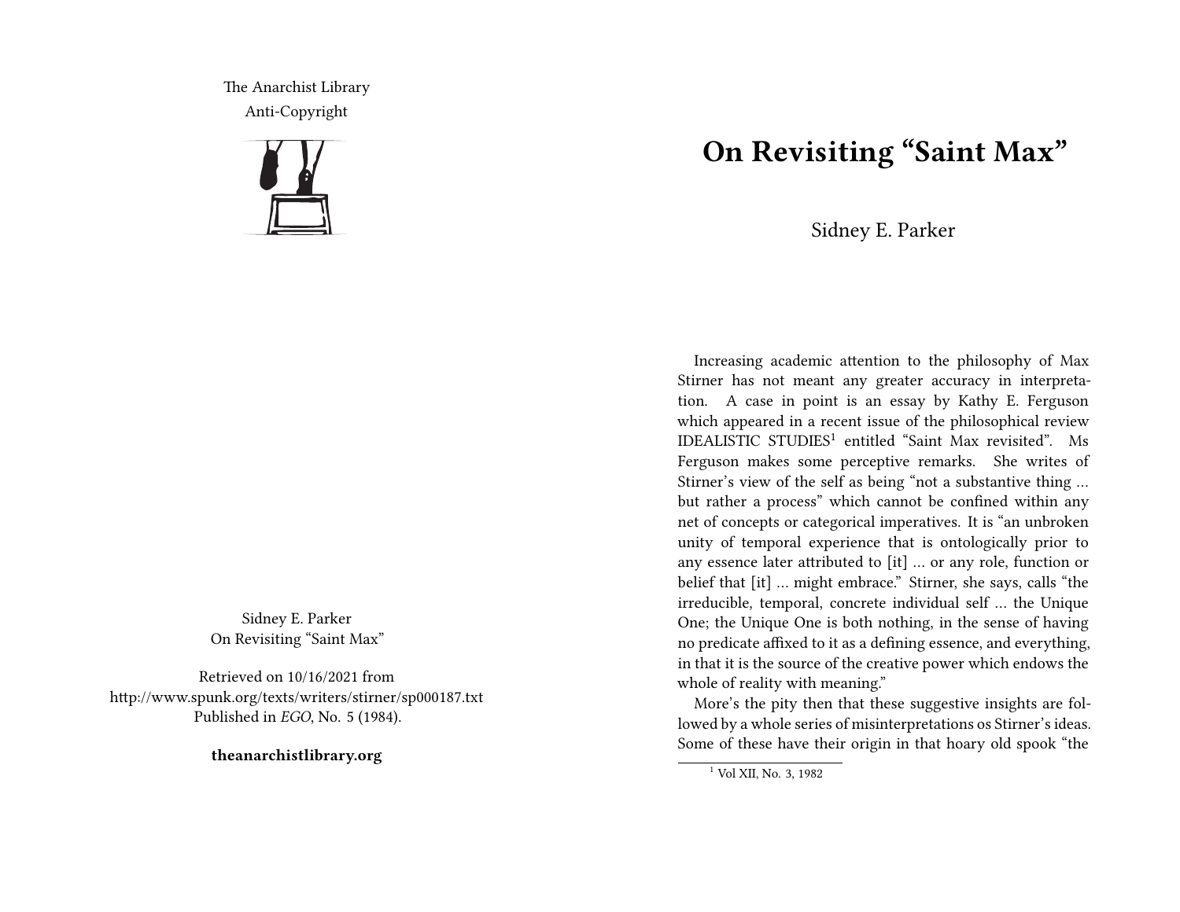The Anarchist Library
Anti-Copyright

Sidney E. Parker
On Revisiting "Saint Max"

Retrieved on 10/16/2021 from http://www.spunk.org/texts/writers/stirner/sp000187.txt
Published in *EGO*, No. 5 (1984).

**theanarchistlibrary.org**

# On Revisiting "Saint Max"

Sidney E. Parker

Increasing academic attention to the philosophy of Max Stirner has not meant any greater accuracy in interpretation. A case in point is an essay by Kathy E. Ferguson which appeared in a recent issue of the philosophical review IDEALISTIC STUDIES[1] entitled "Saint Max revisited". Ms Ferguson makes some perceptive remarks. She writes of Stirner's view of the self as being "not a substantive thing … but rather a process" which cannot be confined within any net of concepts or categorical imperatives. It is "an unbroken unity of temporal experience that is ontologically prior to any essence later attributed to [it] … or any role, function or belief that [it] … might embrace." Stirner, she says, calls "the irreducible, temporal, concrete individual self … the Unique One; the Unique One is both nothing, in the sense of having no predicate affixed to it as a defining essence, and everything, in that it is the source of the creative power which endows the whole of reality with meaning."

More's the pity then that these suggestive insights are followed by a whole series of misinterpretations os Stirner's ideas. Some of these have their origin in that hoary old spook "the

[1] Vol XII, No. 3, 1982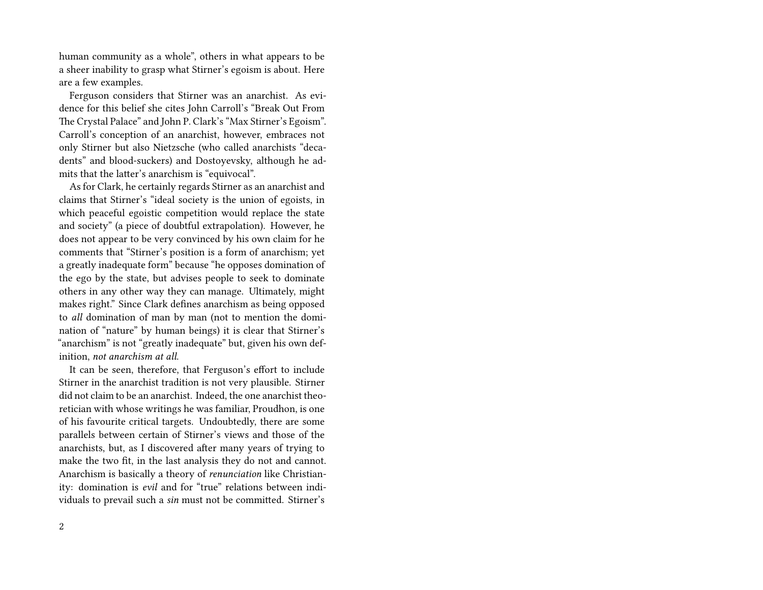human community as a whole", others in what appears to be a sheer inability to grasp what Stirner's egoism is about. Here are a few examples.

Ferguson considers that Stirner was an anarchist. As evidence for this belief she cites John Carroll's "Break Out From The Crystal Palace" and John P. Clark's "Max Stirner's Egoism". Carroll's conception of an anarchist, however, embraces not only Stirner but also Nietzsche (who called anarchists "decadents" and blood-suckers) and Dostoyevsky, although he admits that the latter's anarchism is "equivocal".

As for Clark, he certainly regards Stirner as an anarchist and claims that Stirner's "ideal society is the union of egoists, in which peaceful egoistic competition would replace the state and society" (a piece of doubtful extrapolation). However, he does not appear to be very convinced by his own claim for he comments that "Stirner's position is a form of anarchism; yet a greatly inadequate form" because "he opposes domination of the ego by the state, but advises people to seek to dominate others in any other way they can manage. Ultimately, might makes right." Since Clark defines anarchism as being opposed to *all* domination of man by man (not to mention the domination of "nature" by human beings) it is clear that Stirner's "anarchism" is not "greatly inadequate" but, given his own definition, *not anarchism at all.*

It can be seen, therefore, that Ferguson's effort to include Stirner in the anarchist tradition is not very plausible. Stirner did not claim to be an anarchist. Indeed, the one anarchist theoretician with whose writings he was familiar, Proudhon, is one of his favourite critical targets. Undoubtedly, there are some parallels between certain of Stirner's views and those of the anarchists, but, as I discovered after many years of trying to make the two fit, in the last analysis they do not and cannot. Anarchism is basically a theory of *renunciation* like Christianity: domination is *evil* and for "true" relations between individuals to prevail such a *sin* must not be committed. Stirner's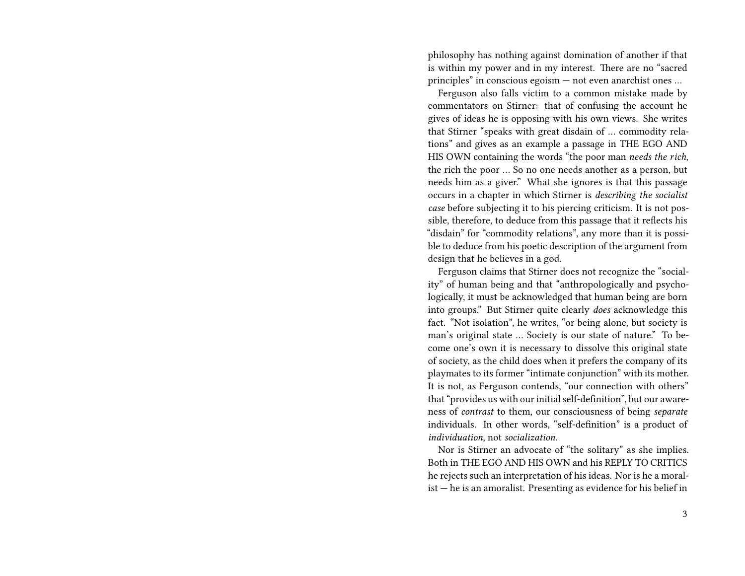philosophy has nothing against domination of another if that is within my power and in my interest. There are no "sacred principles" in conscious egoism — not even anarchist ones …

Ferguson also falls victim to a common mistake made by commentators on Stirner: that of confusing the account he gives of ideas he is opposing with his own views. She writes that Stirner "speaks with great disdain of … commodity relations" and gives as an example a passage in THE EGO AND HIS OWN containing the words "the poor man *needs the rich*, the rich the poor … So no one needs another as a person, but needs him as a giver." What she ignores is that this passage occurs in a chapter in which Stirner is *describing the socialist case* before subjecting it to his piercing criticism. It is not possible, therefore, to deduce from this passage that it reflects his "disdain" for "commodity relations", any more than it is possible to deduce from his poetic description of the argument from design that he believes in a god.

Ferguson claims that Stirner does not recognize the "sociality" of human being and that "anthropologically and psychologically, it must be acknowledged that human being are born into groups." But Stirner quite clearly *does* acknowledge this fact. "Not isolation", he writes, "or being alone, but society is man's original state … Society is our state of nature." To become one's own it is necessary to dissolve this original state of society, as the child does when it prefers the company of its playmates to its former "intimate conjunction" with its mother. It is not, as Ferguson contends, "our connection with others" that "provides us with our initial self-definition", but our awareness of *contrast* to them, our consciousness of being *separate* individuals. In other words, "self-definition" is a product of *individuation*, not *socialization*.

Nor is Stirner an advocate of "the solitary" as she implies. Both in THE EGO AND HIS OWN and his REPLY TO CRITICS he rejects such an interpretation of his ideas. Nor is he a moralist — he is an amoralist. Presenting as evidence for his belief in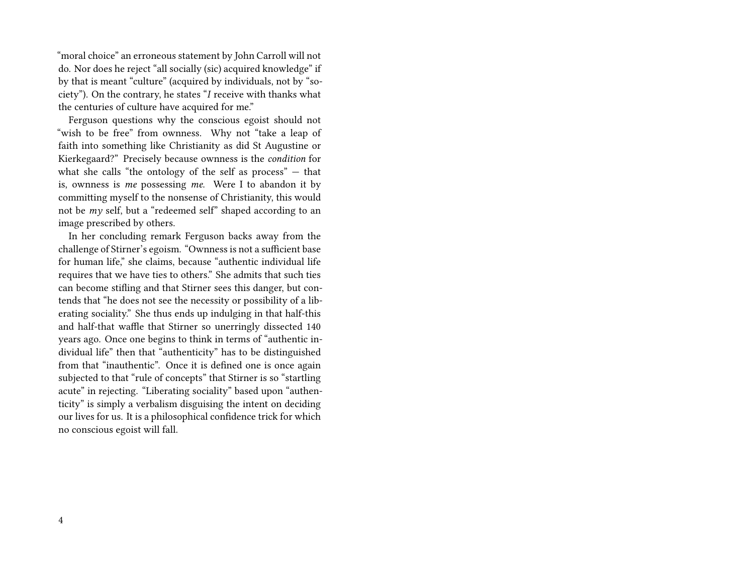"moral choice" an erroneous statement by John Carroll will not do. Nor does he reject "all socially (sic) acquired knowledge" if by that is meant "culture" (acquired by individuals, not by "society"). On the contrary, he states "*I* receive with thanks what the centuries of culture have acquired for me."

Ferguson questions why the conscious egoist should not "wish to be free" from ownness. Why not "take a leap of faith into something like Christianity as did St Augustine or Kierkegaard?" Precisely because ownness is the *condition* for what she calls "the ontology of the self as process" — that is, ownness is *me* possessing *me*. Were I to abandon it by committing myself to the nonsense of Christianity, this would not be *my* self, but a "redeemed self" shaped according to an image prescribed by others.

In her concluding remark Ferguson backs away from the challenge of Stirner's egoism. "Ownness is not a sufficient base for human life," she claims, because "authentic individual life requires that we have ties to others." She admits that such ties can become stifling and that Stirner sees this danger, but contends that "he does not see the necessity or possibility of a liberating sociality." She thus ends up indulging in that half-this and half-that waffle that Stirner so unerringly dissected 140 years ago. Once one begins to think in terms of "authentic individual life" then that "authenticity" has to be distinguished from that "inauthentic". Once it is defined one is once again subjected to that "rule of concepts" that Stirner is so "startling acute" in rejecting. "Liberating sociality" based upon "authenticity" is simply a verbalism disguising the intent on deciding our lives for us. It is a philosophical confidence trick for which no conscious egoist will fall.